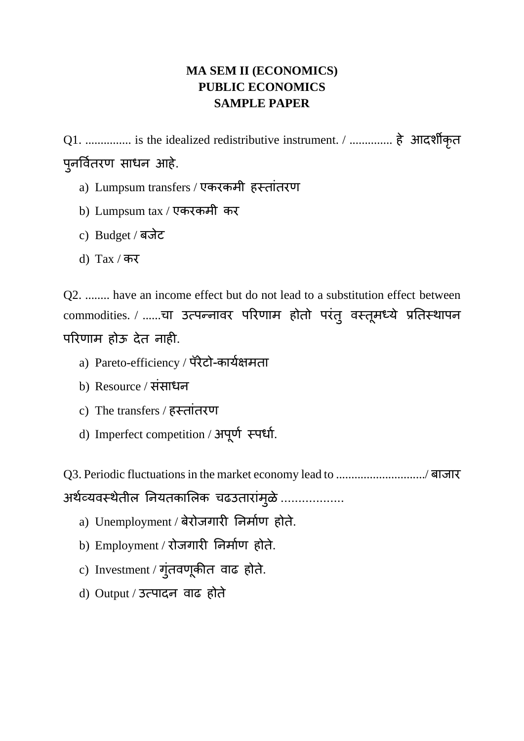**MA SEM II (ECONOMICS)**
**PUBLIC ECONOMICS**
**SAMPLE PAPER**

Q1. ............... is the idealized redistributive instrument. / ............. हे आदर्शीकृत पुनर्वितरण साधन आहे.

a) Lumpsum transfers / एकरकमी हस्तांतरण

b) Lumpsum tax / एकरकमी कर

c) Budget / बजेट

d) Tax / कर

Q2. ........ have an income effect but do not lead to a substitution effect between commodities. / ......चा उत्पन्नावर परिणाम होतो परंतु वस्तूमध्ये प्रतिस्थापन परिणाम होऊ देत नाही.

a) Pareto-efficiency / पॅरेटो-कार्यक्षमता

b) Resource / संसाधन

c) The transfers / हस्तांतरण

d) Imperfect competition / अपूर्ण स्पर्धा.

Q3. Periodic fluctuations in the market economy lead to ............................/ बाजार अर्थव्यवस्थेतील नियतकालिक चढउतारांमुळे ..................

a) Unemployment / बेरोजगारी निर्माण होते.

b) Employment / रोजगारी निर्माण होते.

c) Investment / गुंतवणूकीत वाढ होते.

d) Output / उत्पादन वाढ होते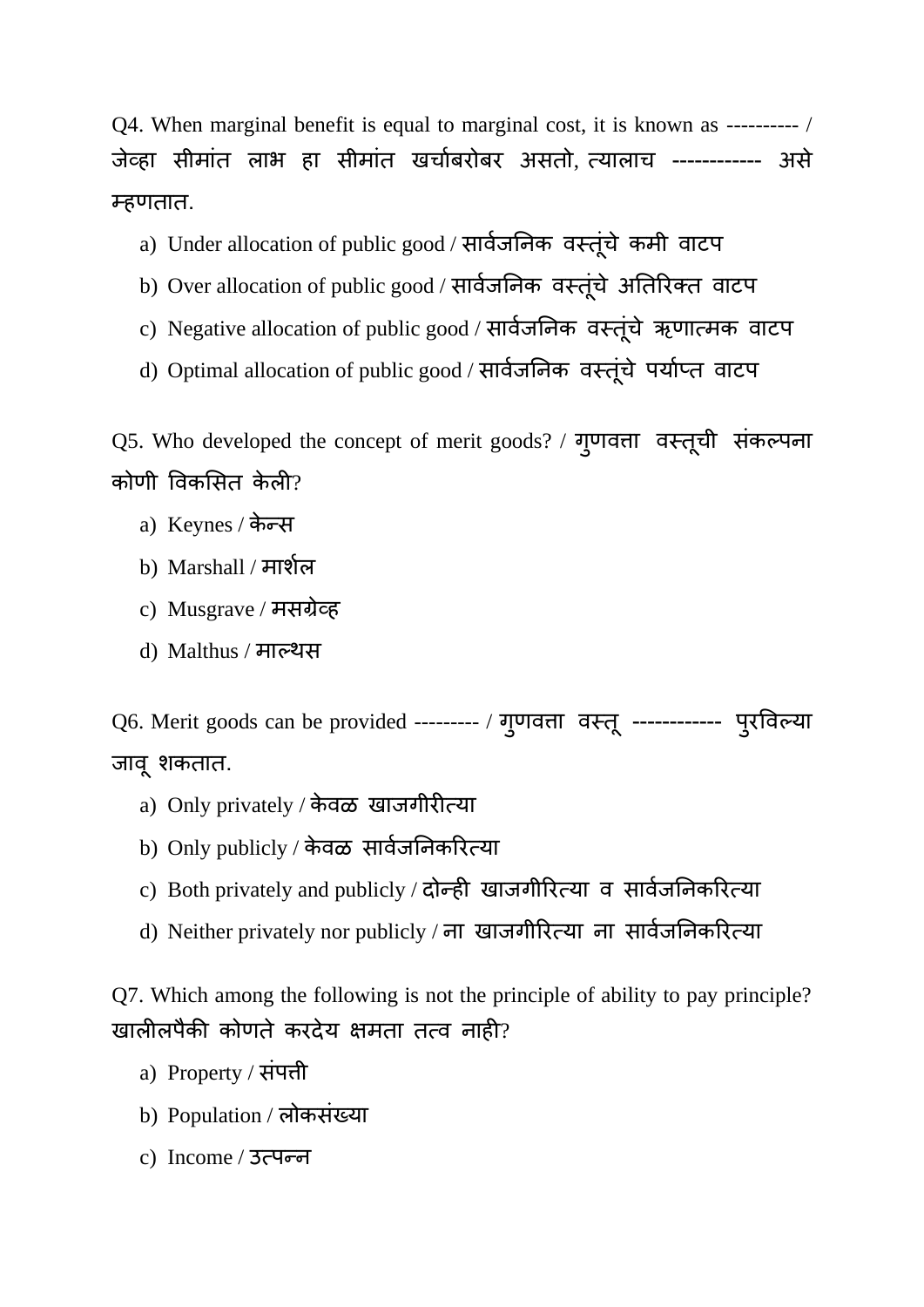Q4. When marginal benefit is equal to marginal cost, it is known as ---------- / जेव्हा सीमांत लाभ हा सीमांत खर्चाबरोबर असतो, त्यालाच ------------ असे म्हणतात.

a) Under allocation of public good / सार्वजनिक वस्तूंचे कमी वाटप
b) Over allocation of public good / सार्वजनिक वस्तूंचे अतिरिक्त वाटप
c) Negative allocation of public good / सार्वजनिक वस्तूंचे ऋणात्मक वाटप
d) Optimal allocation of public good / सार्वजनिक वस्तूंचे पर्याप्त वाटप

Q5. Who developed the concept of merit goods? / गुणवत्ता वस्तूची संकल्पना कोणी विकसित केली?

a) Keynes / केन्स
b) Marshall / मार्शल
c) Musgrave / मसग्रेव्ह
d) Malthus / माल्थस

Q6. Merit goods can be provided --------- / गुणवत्ता वस्तू ------------ पुरविल्या जावू शकतात.

a) Only privately / केवळ खाजगीरीत्या
b) Only publicly / केवळ सार्वजनिकरित्या
c) Both privately and publicly / दोन्ही खाजगीरित्या व सार्वजनिकरित्या
d) Neither privately nor publicly / ना खाजगीरित्या ना सार्वजनिकरित्या

Q7. Which among the following is not the principle of ability to pay principle? खालीलपैकी कोणते करदेय क्षमता तत्व नाही?

a) Property / संपत्ती
b) Population / लोकसंख्या
c) Income / उत्पन्न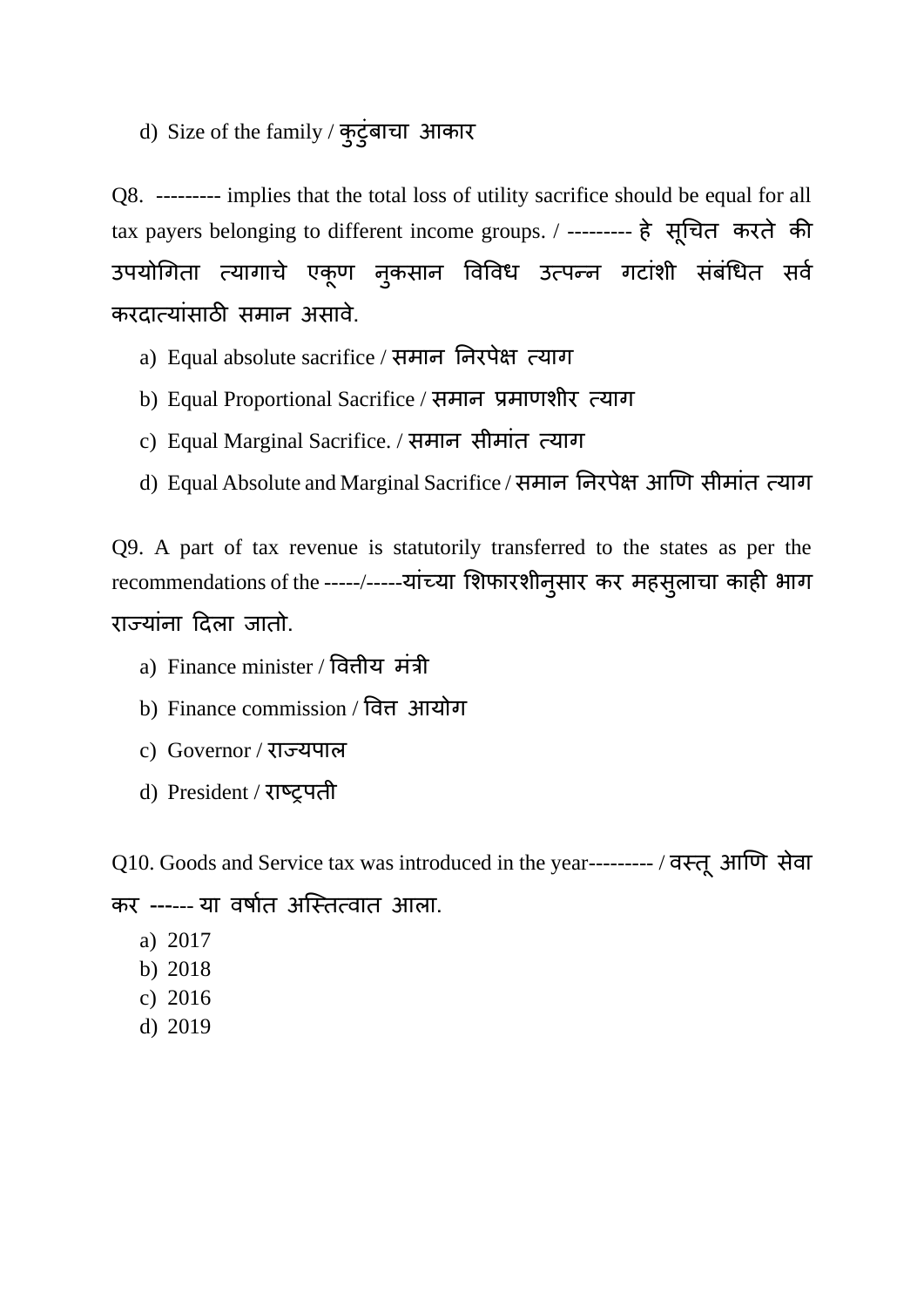d) Size of the family / कुटुंबाचा आकार

Q8. --------- implies that the total loss of utility sacrifice should be equal for all tax payers belonging to different income groups. / --------- हे सूचित करते की उपयोगिता त्यागाचे एकूण नुकसान विविध उत्पन्न गटांशी संबंधित सर्व करदात्यांसाठी समान असावे.

a) Equal absolute sacrifice / समान निरपेक्ष त्याग
b) Equal Proportional Sacrifice / समान प्रमाणशीर त्याग
c) Equal Marginal Sacrifice. / समान सीमांत त्याग
d) Equal Absolute and Marginal Sacrifice / समान निरपेक्ष आणि सीमांत त्याग

Q9. A part of tax revenue is statutorily transferred to the states as per the recommendations of the -----/-----यांच्या शिफारशीनुसार कर महसुलाचा काही भाग राज्यांना दिला जातो.

a) Finance minister / वित्तीय मंत्री
b) Finance commission / वित्त आयोग
c) Governor / राज्यपाल
d) President / राष्ट्रपती

Q10. Goods and Service tax was introduced in the year--------- / वस्तू आणि सेवा कर ------ या वर्षात अस्तित्वात आला.

a) 2017
b) 2018
c) 2016
d) 2019